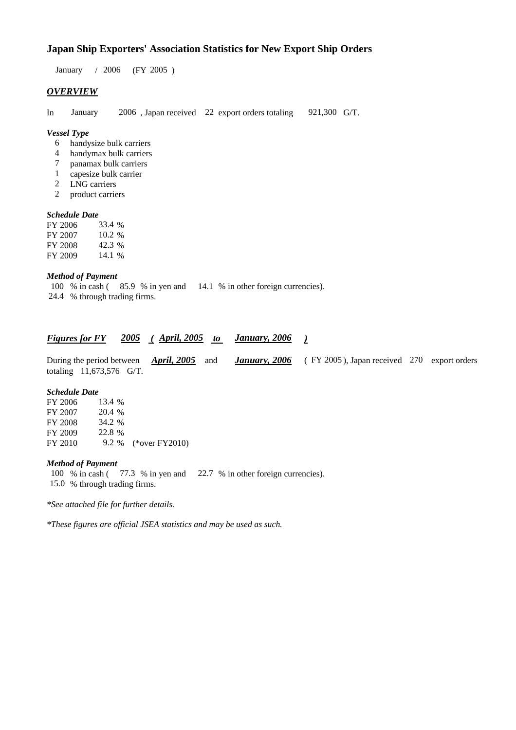# Japan Ship Exporters' Association Statistics for New Export Ship Orders

January / 2006 (FY 2005 )

## *OVERVIEW*

In January 2006 , Japan received 22 export orders totaling 921,300 G/T.

***Vessel Type***

6 handysize bulk carriers
4 handymax bulk carriers
7 panamax bulk carriers
1 capesize bulk carrier
2 LNG carriers
2 product carriers

***Schedule Date***

| | |
|---|---|
| FY 2006 | 33.4 % |
| FY 2007 | 10.2 % |
| FY 2008 | 42.3 % |
| FY 2009 | 14.1 % |

***Method of Payment***

100 % in cash ( 85.9 % in yen and 14.1 % in other foreign currencies).
24.4 % through trading firms.

## *Figures for FY 2005 ( April, 2005 to January, 2006 )*

During the period between ***April, 2005*** and ***January, 2006*** ( FY 2005 ), Japan received 270 export orders totaling 11,673,576 G/T.

***Schedule Date***

| | | |
|---|---|---|
| FY 2006 | 13.4 % | |
| FY 2007 | 20.4 % | |
| FY 2008 | 34.2 % | |
| FY 2009 | 22.8 % | |
| FY 2010 | 9.2 % | (*over FY2010) |

***Method of Payment***

100 % in cash ( 77.3 % in yen and 22.7 % in other foreign currencies).
15.0 % through trading firms.

*\*See attached file for further details.*

*\*These figures are official JSEA statistics and may be used as such.*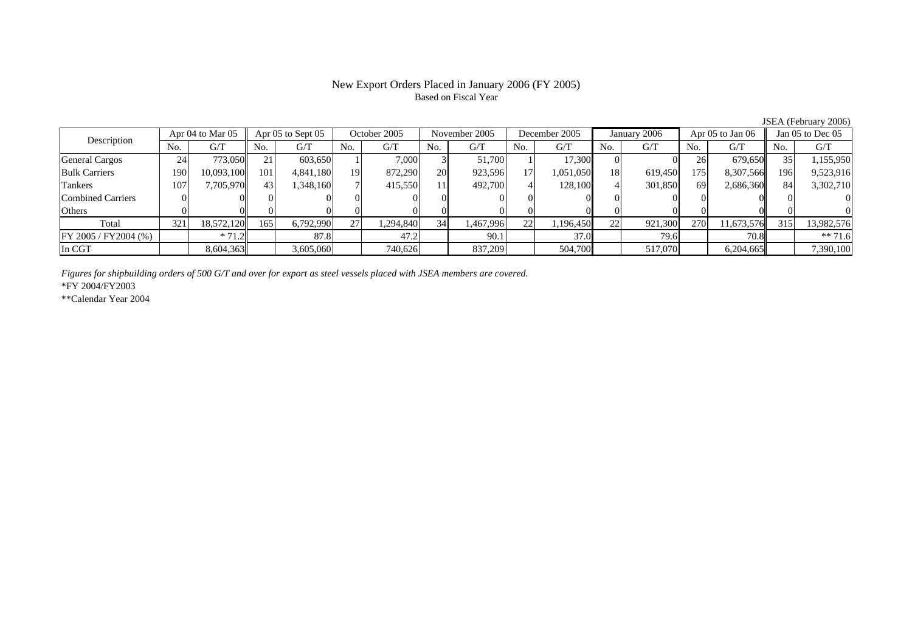# New Export Orders Placed in January 2006 (FY 2005)

Based on Fiscal Year

JSEA (February 2006)

| Description | Apr 04 to Mar 05 | | Apr 05 to Sept 05 | | October 2005 | | November 2005 | | December 2005 | | January 2006 | | Apr 05 to Jan 06 | | Jan 05 to Dec 05 | |
|---|---|---|---|---|---|---|---|---|---|---|---|---|---|---|---|---|
| | No. | G/T | No. | G/T | No. | G/T | No. | G/T | No. | G/T | No. | G/T | No. | G/T | No. | G/T |
| General Cargos | 24 | 773,050 | 21 | 603,650 | 1 | 7,000 | 3 | 51,700 | 1 | 17,300 | 0 | 0 | 26 | 679,650 | 35 | 1,155,950 |
| Bulk Carriers | 190 | 10,093,100 | 101 | 4,841,180 | 19 | 872,290 | 20 | 923,596 | 17 | 1,051,050 | 18 | 619,450 | 175 | 8,307,566 | 196 | 9,523,916 |
| Tankers | 107 | 7,705,970 | 43 | 1,348,160 | 7 | 415,550 | 11 | 492,700 | 4 | 128,100 | 4 | 301,850 | 69 | 2,686,360 | 84 | 3,302,710 |
| Combined Carriers | 0 | 0 | 0 | 0 | 0 | 0 | 0 | 0 | 0 | 0 | 0 | 0 | 0 | 0 | 0 | 0 |
| Others | 0 | 0 | 0 | 0 | 0 | 0 | 0 | 0 | 0 | 0 | 0 | 0 | 0 | 0 | 0 | 0 |
| Total | 321 | 18,572,120 | 165 | 6,792,990 | 27 | 1,294,840 | 34 | 1,467,996 | 22 | 1,196,450 | 22 | 921,300 | 270 | 11,673,576 | 315 | 13,982,576 |
| FY 2005 / FY2004 (%) | | * 71.2 | | 87.8 | | 47.2 | | 90.1 | | 37.0 | | 79.6 | | 70.8 | | ** 71.6 |
| In CGT | | 8,604,363 | | 3,605,060 | | 740,626 | | 837,209 | | 504,700 | | 517,070 | | 6,204,665 | | 7,390,100 |

*Figures for shipbuilding orders of 500 G/T and over for export as steel vessels placed with JSEA members are covered.*

*FY 2004/FY2003

**Calendar Year 2004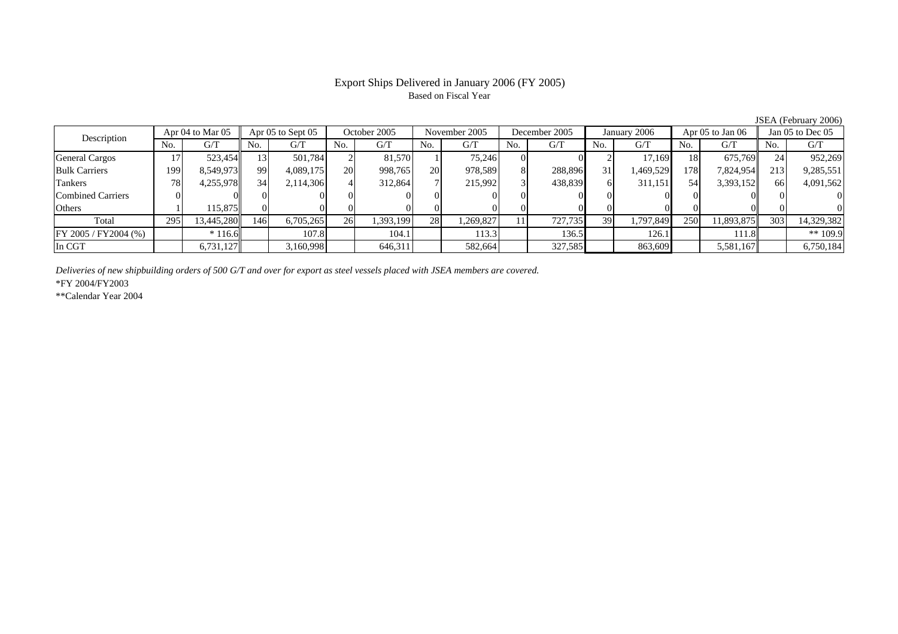# Export Ships Delivered in January 2006 (FY 2005)

Based on Fiscal Year

JSEA (February 2006)

| Description | Apr 04 to Mar 05 | | Apr 05 to Sept 05 | | October 2005 | | November 2005 | | December 2005 | | January 2006 | | Apr 05 to Jan 06 | | Jan 05 to Dec 05 | |
|---|---|---|---|---|---|---|---|---|---|---|---|---|---|---|---|---|
| | No. | G/T | No. | G/T | No. | G/T | No. | G/T | No. | G/T | No. | G/T | No. | G/T | No. | G/T |
| General Cargos | 17 | 523,454 | 13 | 501,784 | 2 | 81,570 | 1 | 75,246 | 0 | 0 | 2 | 17,169 | 18 | 675,769 | 24 | 952,269 |
| Bulk Carriers | 199 | 8,549,973 | 99 | 4,089,175 | 20 | 998,765 | 20 | 978,589 | 8 | 288,896 | 31 | 1,469,529 | 178 | 7,824,954 | 213 | 9,285,551 |
| Tankers | 78 | 4,255,978 | 34 | 2,114,306 | 4 | 312,864 | 7 | 215,992 | 3 | 438,839 | 6 | 311,151 | 54 | 3,393,152 | 66 | 4,091,562 |
| Combined Carriers | 0 | 0 | 0 | 0 | 0 | 0 | 0 | 0 | 0 | 0 | 0 | 0 | 0 | 0 | 0 | 0 |
| Others | 1 | 115,875 | 0 | 0 | 0 | 0 | 0 | 0 | 0 | 0 | 0 | 0 | 0 | 0 | 0 | 0 |
| Total | 295 | 13,445,280 | 146 | 6,705,265 | 26 | 1,393,199 | 28 | 1,269,827 | 11 | 727,735 | 39 | 1,797,849 | 250 | 11,893,875 | 303 | 14,329,382 |
| FY 2005 / FY2004 (%) | | * 116.6 | | 107.8 | | 104.1 | | 113.3 | | 136.5 | | 126.1 | | 111.8 | | ** 109.9 |
| In CGT | | 6,731,127 | | 3,160,998 | | 646,311 | | 582,664 | | 327,585 | | 863,609 | | 5,581,167 | | 6,750,184 |

*Deliveries of new shipbuilding orders of 500 G/T and over for export as steel vessels placed with JSEA members are covered.*

*FY 2004/FY2003

**Calendar Year 2004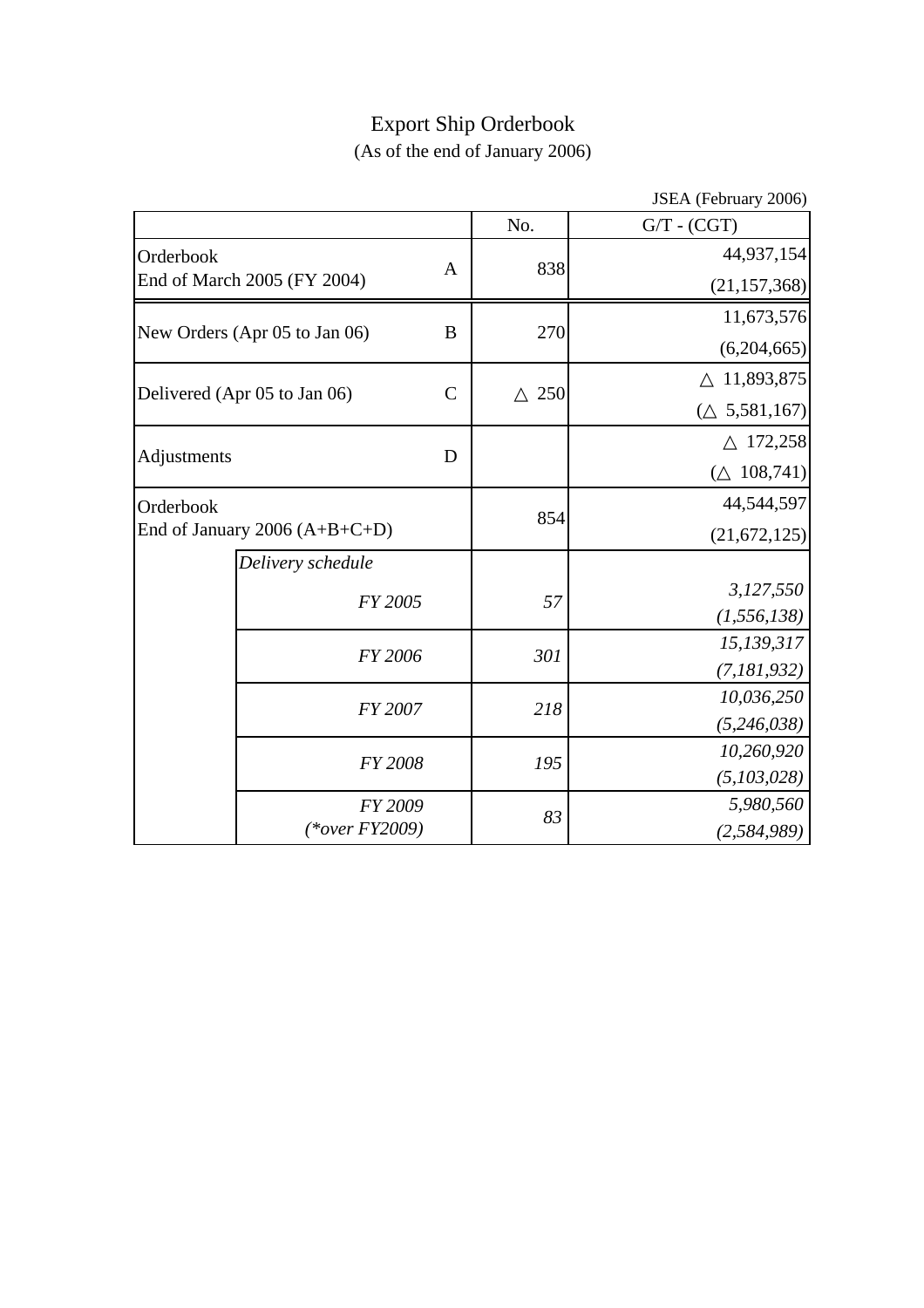# Export Ship Orderbook

(As of the end of January 2006)

JSEA (February 2006)

| | | | No. | G/T - (CGT) |
|---|---|---|---|---|
| Orderbook<br>End of March 2005 (FY 2004) | | A | 838 | 44,937,154<br>(21,157,368) |
| New Orders (Apr 05 to Jan 06) | | B | 270 | 11,673,576<br>(6,204,665) |
| Delivered (Apr 05 to Jan 06) | | C | △ 250 | △ 11,893,875<br>(△ 5,581,167) |
| Adjustments | | D | | △ 172,258<br>(△ 108,741) |
| Orderbook<br>End of January 2006 (A+B+C+D) | | | 854 | 44,544,597<br>(21,672,125) |
| | *Delivery schedule*<br>*FY 2005* | | *57* | *3,127,550*<br>*(1,556,138)* |
| | *FY 2006* | | *301* | *15,139,317*<br>*(7,181,932)* |
| | *FY 2007* | | *218* | *10,036,250*<br>*(5,246,038)* |
| | *FY 2008* | | *195* | *10,260,920*<br>*(5,103,028)* |
| | *FY 2009*<br>*(*over FY2009)* | | *83* | *5,980,560*<br>*(2,584,989)* |